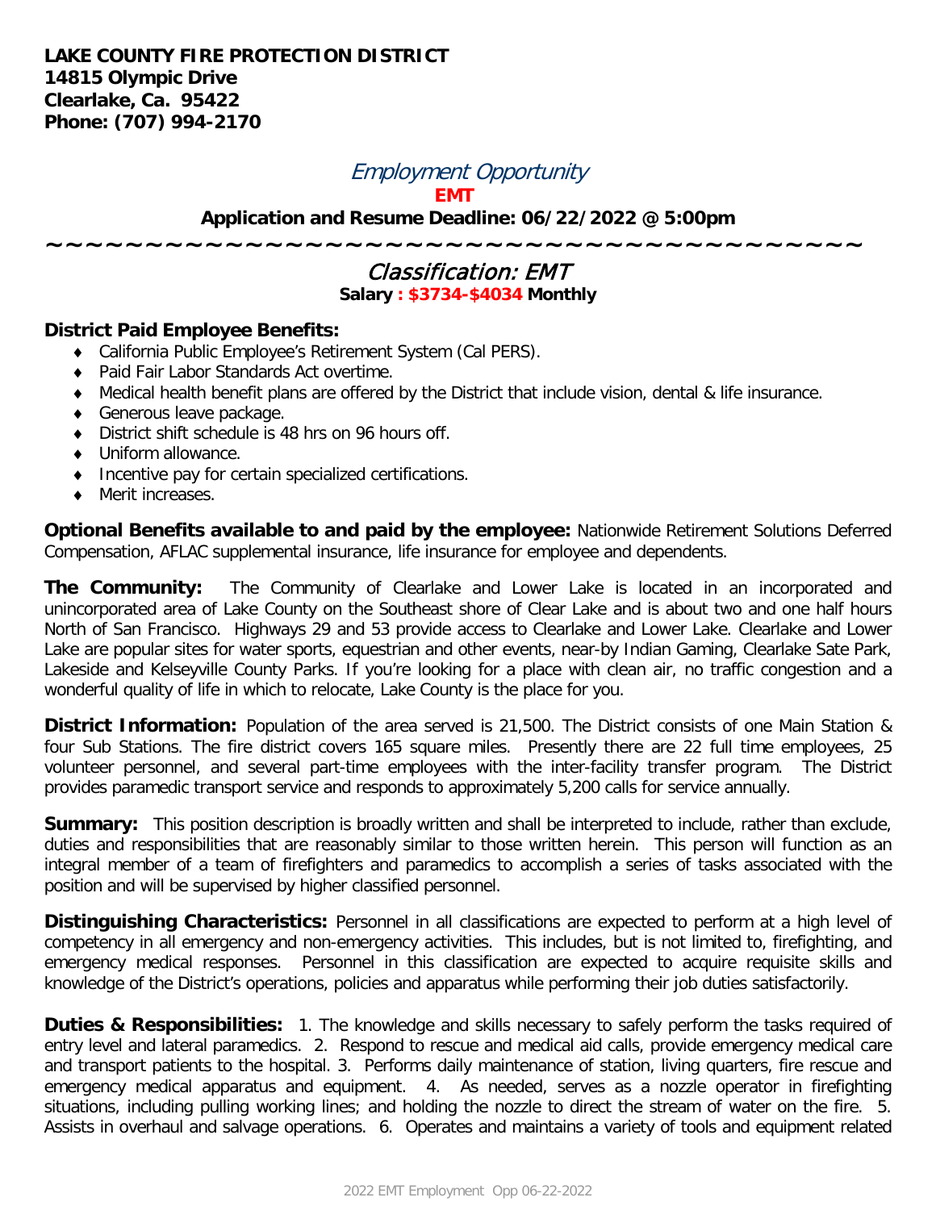**LAKE COUNTY FIRE PROTECTION DISTRICT**
**14815 Olympic Drive**
**Clearlake, Ca. 95422**
**Phone: (707) 994-2170**

# *Employment Opportunity*

**EMT**

**Application and Resume Deadline: 06/22/2022 @ 5:00pm**

~~~~~~~~~~~~~~~~~~~~~~~~~~~~~~~~~~~~~~~~~~~~~~~~~~~~~~~~~~~~~~~~~~~~~~~~~~~~~~~~

## *Classification: EMT*

**Salary : $3734-$4034 Monthly**

**District Paid Employee Benefits:**

- California Public Employee's Retirement System (Cal PERS).
- Paid Fair Labor Standards Act overtime.
- Medical health benefit plans are offered by the District that include vision, dental & life insurance.
- Generous leave package.
- District shift schedule is 48 hrs on 96 hours off.
- Uniform allowance.
- Incentive pay for certain specialized certifications.
- Merit increases.

**Optional Benefits available to and paid by the employee:** Nationwide Retirement Solutions Deferred Compensation, AFLAC supplemental insurance, life insurance for employee and dependents.

**The Community:** The Community of Clearlake and Lower Lake is located in an incorporated and unincorporated area of Lake County on the Southeast shore of Clear Lake and is about two and one half hours North of San Francisco. Highways 29 and 53 provide access to Clearlake and Lower Lake. Clearlake and Lower Lake are popular sites for water sports, equestrian and other events, near-by Indian Gaming, Clearlake Sate Park, Lakeside and Kelseyville County Parks. If you're looking for a place with clean air, no traffic congestion and a wonderful quality of life in which to relocate, Lake County is the place for you.

**District Information:** Population of the area served is 21,500. The District consists of one Main Station & four Sub Stations. The fire district covers 165 square miles. Presently there are 22 full time employees, 25 volunteer personnel, and several part-time employees with the inter-facility transfer program. The District provides paramedic transport service and responds to approximately 5,200 calls for service annually.

**Summary:** This position description is broadly written and shall be interpreted to include, rather than exclude, duties and responsibilities that are reasonably similar to those written herein. This person will function as an integral member of a team of firefighters and paramedics to accomplish a series of tasks associated with the position and will be supervised by higher classified personnel.

**Distinguishing Characteristics:** Personnel in all classifications are expected to perform at a high level of competency in all emergency and non-emergency activities. This includes, but is not limited to, firefighting, and emergency medical responses. Personnel in this classification are expected to acquire requisite skills and knowledge of the District's operations, policies and apparatus while performing their job duties satisfactorily.

**Duties & Responsibilities:** 1. The knowledge and skills necessary to safely perform the tasks required of entry level and lateral paramedics. 2. Respond to rescue and medical aid calls, provide emergency medical care and transport patients to the hospital. 3. Performs daily maintenance of station, living quarters, fire rescue and emergency medical apparatus and equipment. 4. As needed, serves as a nozzle operator in firefighting situations, including pulling working lines; and holding the nozzle to direct the stream of water on the fire. 5. Assists in overhaul and salvage operations. 6. Operates and maintains a variety of tools and equipment related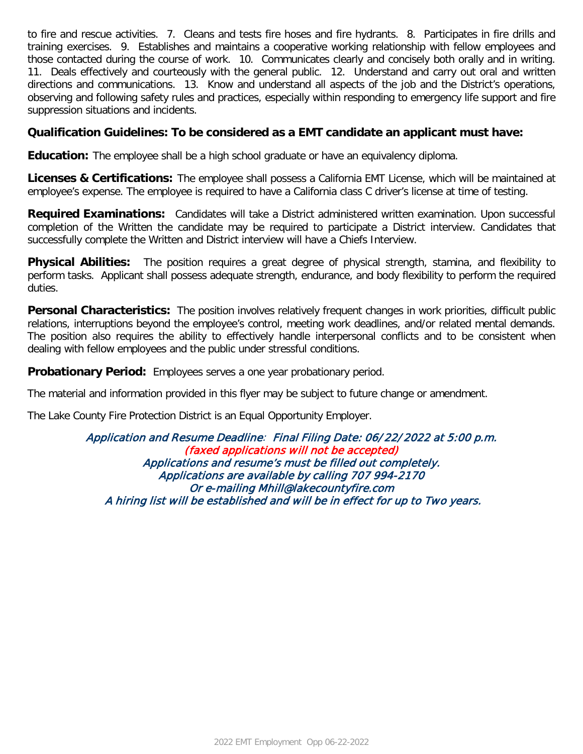to fire and rescue activities. 7. Cleans and tests fire hoses and fire hydrants. 8. Participates in fire drills and training exercises. 9. Establishes and maintains a cooperative working relationship with fellow employees and those contacted during the course of work. 10. Communicates clearly and concisely both orally and in writing. 11. Deals effectively and courteously with the general public. 12. Understand and carry out oral and written directions and communications. 13. Know and understand all aspects of the job and the District's operations, observing and following safety rules and practices, especially within responding to emergency life support and fire suppression situations and incidents.

**Qualification Guidelines: To be considered as a EMT candidate an applicant must have:**

**Education:** The employee shall be a high school graduate or have an equivalency diploma.

**Licenses & Certifications:** The employee shall possess a California EMT License, which will be maintained at employee's expense. The employee is required to have a California class C driver's license at time of testing.

**Required Examinations:** Candidates will take a District administered written examination. Upon successful completion of the Written the candidate may be required to participate a District interview. Candidates that successfully complete the Written and District interview will have a Chiefs Interview.

**Physical Abilities:** The position requires a great degree of physical strength, stamina, and flexibility to perform tasks. Applicant shall possess adequate strength, endurance, and body flexibility to perform the required duties.

**Personal Characteristics:** The position involves relatively frequent changes in work priorities, difficult public relations, interruptions beyond the employee's control, meeting work deadlines, and/or related mental demands. The position also requires the ability to effectively handle interpersonal conflicts and to be consistent when dealing with fellow employees and the public under stressful conditions.

**Probationary Period:** Employees serves a one year probationary period.

The material and information provided in this flyer may be subject to future change or amendment.

The Lake County Fire Protection District is an Equal Opportunity Employer.

*Application and Resume Deadline: Final Filing Date: 06/22/2022 at 5:00 p.m.*
*(faxed applications will not be accepted)*
*Applications and resume's must be filled out completely.*
*Applications are available by calling 707 994-2170*
*Or e-mailing Mhill@lakecountyfire.com*
*A hiring list will be established and will be in effect for up to Two years.*